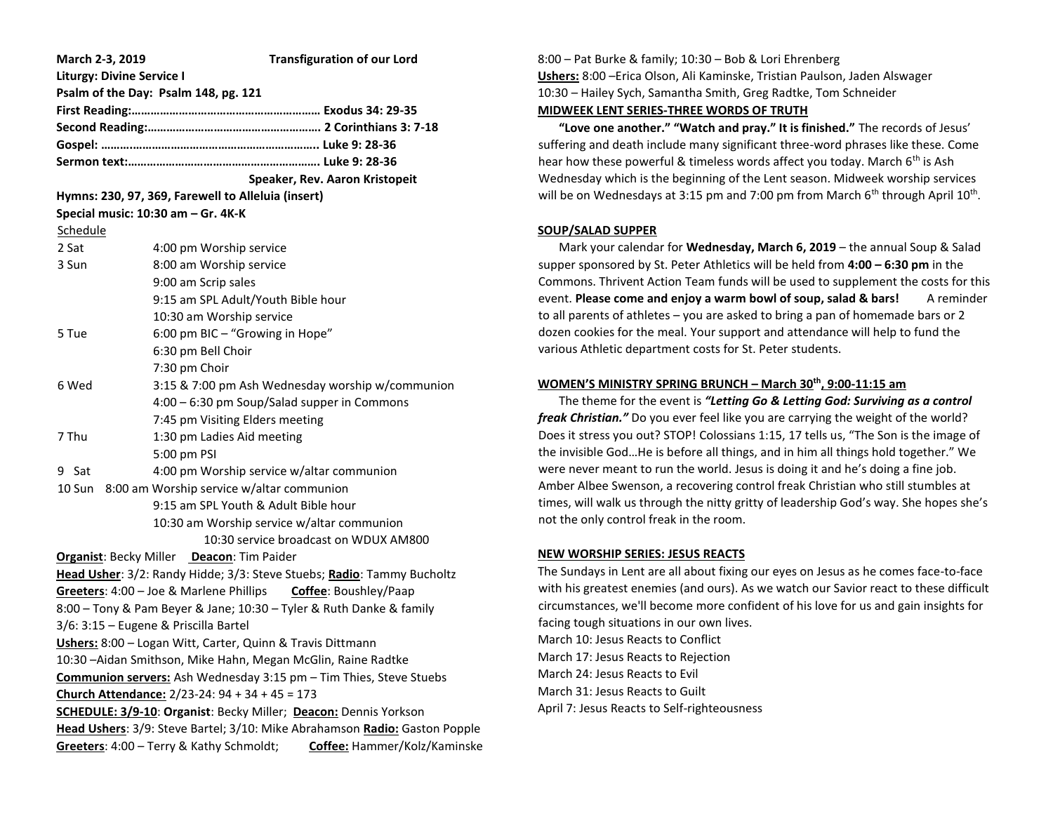**March 2-3, 2019** **Transfiguration of our Lord**

**Liturgy: Divine Service I**

**Psalm of the Day: Psalm 148, pg. 121**

**First Reading:…………………………………………………… Exodus 34: 29-35**

**Second Reading:……………………………………………… 2 Corinthians 3: 7-18**

**Gospel: ………………………………………………………….. Luke 9: 28-36**

**Sermon text:………………………………………………….. Luke 9: 28-36**

**Speaker, Rev. Aaron Kristopeit**

**Hymns: 230, 97, 369, Farewell to Alleluia (insert)**

**Special music: 10:30 am – Gr. 4K-K**

Schedule

| | |
|---|---|
| 2 Sat | 4:00 pm Worship service |
| 3 Sun | 8:00 am Worship service |
| | 9:00 am Scrip sales |
| | 9:15 am SPL Adult/Youth Bible hour |
| | 10:30 am Worship service |
| 5 Tue | 6:00 pm BIC – "Growing in Hope" |
| | 6:30 pm Bell Choir |
| | 7:30 pm Choir |
| 6 Wed | 3:15 & 7:00 pm Ash Wednesday worship w/communion |
| | 4:00 – 6:30 pm Soup/Salad supper in Commons |
| | 7:45 pm Visiting Elders meeting |
| 7 Thu | 1:30 pm Ladies Aid meeting |
| | 5:00 pm PSI |
| 9 Sat | 4:00 pm Worship service w/altar communion |
| 10 Sun | 8:00 am Worship service w/altar communion |
| | 9:15 am SPL Youth & Adult Bible hour |
| | 10:30 am Worship service w/altar communion |
| | 10:30 service broadcast on WDUX AM800 |

**Organist**: Becky Miller **Deacon**: Tim Paider

**Head Usher**: 3/2: Randy Hidde; 3/3: Steve Stuebs; **Radio**: Tammy Bucholtz

**Greeters**: 4:00 – Joe & Marlene Phillips **Coffee**: Boushley/Paap

8:00 – Tony & Pam Beyer & Jane; 10:30 – Tyler & Ruth Danke & family

3/6: 3:15 – Eugene & Priscilla Bartel

**Ushers:** 8:00 – Logan Witt, Carter, Quinn & Travis Dittmann

10:30 –Aidan Smithson, Mike Hahn, Megan McGlin, Raine Radtke

**Communion servers:** Ash Wednesday 3:15 pm – Tim Thies, Steve Stuebs

**Church Attendance:** 2/23-24: 94 + 34 + 45 = 173

**SCHEDULE: 3/9-10**: **Organist**: Becky Miller; **Deacon:** Dennis Yorkson

**Head Ushers**: 3/9: Steve Bartel; 3/10: Mike Abrahamson **Radio:** Gaston Popple

**Greeters**: 4:00 – Terry & Kathy Schmoldt; **Coffee:** Hammer/Kolz/Kaminske

8:00 – Pat Burke & family; 10:30 – Bob & Lori Ehrenberg

**Ushers:** 8:00 –Erica Olson, Ali Kaminske, Tristian Paulson, Jaden Alswager

10:30 – Hailey Sych, Samantha Smith, Greg Radtke, Tom Schneider

## MIDWEEK LENT SERIES-THREE WORDS OF TRUTH

**"Love one another." "Watch and pray." It is finished."** The records of Jesus' suffering and death include many significant three-word phrases like these. Come hear how these powerful & timeless words affect you today. March 6th is Ash Wednesday which is the beginning of the Lent season. Midweek worship services will be on Wednesdays at 3:15 pm and 7:00 pm from March 6th through April 10th.

## SOUP/SALAD SUPPER

Mark your calendar for **Wednesday, March 6, 2019** – the annual Soup & Salad supper sponsored by St. Peter Athletics will be held from **4:00 – 6:30 pm** in the Commons. Thrivent Action Team funds will be used to supplement the costs for this event. **Please come and enjoy a warm bowl of soup, salad & bars!** A reminder to all parents of athletes – you are asked to bring a pan of homemade bars or 2 dozen cookies for the meal. Your support and attendance will help to fund the various Athletic department costs for St. Peter students.

## WOMEN'S MINISTRY SPRING BRUNCH – March 30th, 9:00-11:15 am

The theme for the event is ***"Letting Go & Letting God: Surviving as a control freak Christian."*** Do you ever feel like you are carrying the weight of the world? Does it stress you out? STOP! Colossians 1:15, 17 tells us, "The Son is the image of the invisible God…He is before all things, and in him all things hold together." We were never meant to run the world. Jesus is doing it and he's doing a fine job. Amber Albee Swenson, a recovering control freak Christian who still stumbles at times, will walk us through the nitty gritty of leadership God's way. She hopes she's not the only control freak in the room.

## NEW WORSHIP SERIES: JESUS REACTS

The Sundays in Lent are all about fixing our eyes on Jesus as he comes face-to-face with his greatest enemies (and ours). As we watch our Savior react to these difficult circumstances, we'll become more confident of his love for us and gain insights for facing tough situations in our own lives.

March 10: Jesus Reacts to Conflict

March 17: Jesus Reacts to Rejection

March 24: Jesus Reacts to Evil

March 31: Jesus Reacts to Guilt

April 7: Jesus Reacts to Self-righteousness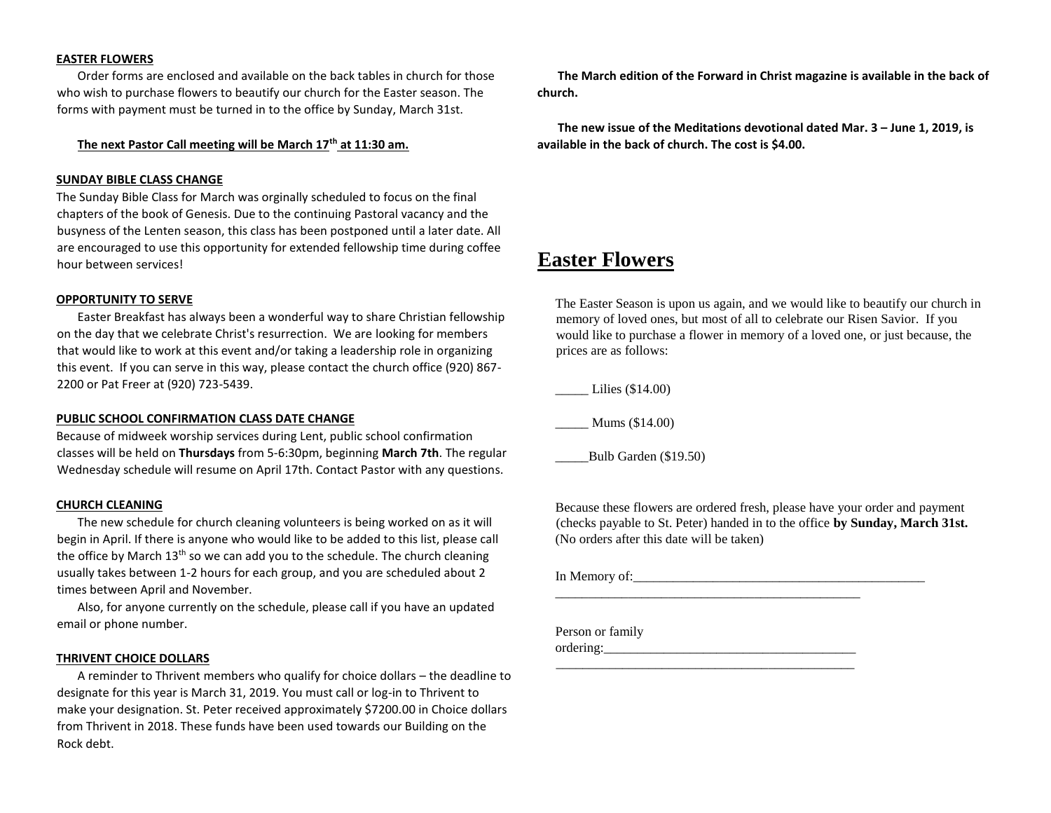**EASTER FLOWERS**

Order forms are enclosed and available on the back tables in church for those who wish to purchase flowers to beautify our church for the Easter season. The forms with payment must be turned in to the office by Sunday, March 31st.

**The next Pastor Call meeting will be March 17th at 11:30 am.**

**SUNDAY BIBLE CLASS CHANGE**

The Sunday Bible Class for March was orginally scheduled to focus on the final chapters of the book of Genesis. Due to the continuing Pastoral vacancy and the busyness of the Lenten season, this class has been postponed until a later date. All are encouraged to use this opportunity for extended fellowship time during coffee hour between services!

**OPPORTUNITY TO SERVE**

Easter Breakfast has always been a wonderful way to share Christian fellowship on the day that we celebrate Christ's resurrection. We are looking for members that would like to work at this event and/or taking a leadership role in organizing this event. If you can serve in this way, please contact the church office (920) 867-2200 or Pat Freer at (920) 723-5439.

**PUBLIC SCHOOL CONFIRMATION CLASS DATE CHANGE**

Because of midweek worship services during Lent, public school confirmation classes will be held on **Thursdays** from 5-6:30pm, beginning **March 7th**. The regular Wednesday schedule will resume on April 17th. Contact Pastor with any questions.

**CHURCH CLEANING**

The new schedule for church cleaning volunteers is being worked on as it will begin in April. If there is anyone who would like to be added to this list, please call the office by March 13th so we can add you to the schedule. The church cleaning usually takes between 1-2 hours for each group, and you are scheduled about 2 times between April and November.

Also, for anyone currently on the schedule, please call if you have an updated email or phone number.

**THRIVENT CHOICE DOLLARS**

A reminder to Thrivent members who qualify for choice dollars – the deadline to designate for this year is March 31, 2019. You must call or log-in to Thrivent to make your designation. St. Peter received approximately $7200.00 in Choice dollars from Thrivent in 2018. These funds have been used towards our Building on the Rock debt.

**The March edition of the Forward in Christ magazine is available in the back of church.**

**The new issue of the Meditations devotional dated Mar. 3 – June 1, 2019, is available in the back of church. The cost is $4.00.**

# Easter Flowers

The Easter Season is upon us again, and we would like to beautify our church in memory of loved ones, but most of all to celebrate our Risen Savior. If you would like to purchase a flower in memory of a loved one, or just because, the prices are as follows:

_____ Lilies ($14.00)

_____ Mums ($14.00)

_____Bulb Garden ($19.50)

Because these flowers are ordered fresh, please have your order and payment (checks payable to St. Peter) handed in to the office **by Sunday, March 31st.** (No orders after this date will be taken)

In Memory of:_______________________________________________

_________________________________________________

Person or family ordering:_______________________________________

_________________________________________________